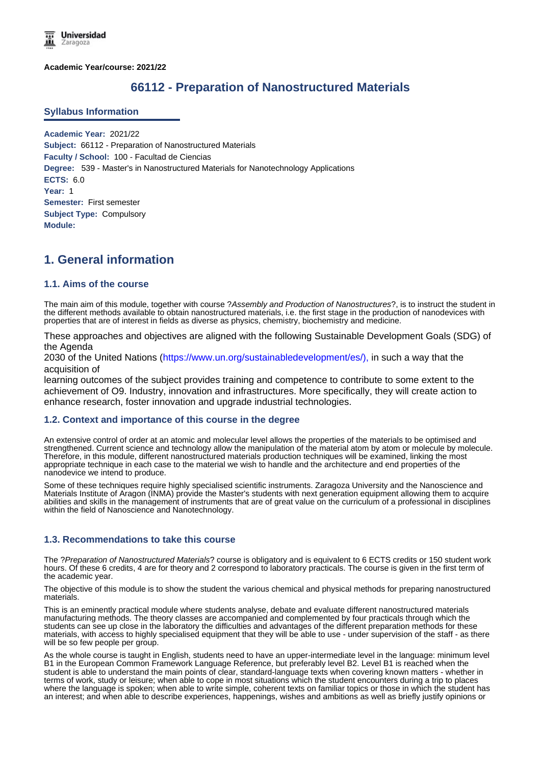Academic Year/course: 2021/22

# 66112 - Preparation of Nanostructured Materials

## Syllabus Information

**Academic Year:** 2021/22
**Subject:** 66112 - Preparation of Nanostructured Materials
**Faculty / School:** 100 - Facultad de Ciencias
**Degree:** 539 - Master's in Nanostructured Materials for Nanotechnology Applications
**ECTS:** 6.0
**Year:** 1
**Semester:** First semester
**Subject Type:** Compulsory
**Module:**

## 1. General information

### 1.1. Aims of the course

The main aim of this module, together with course ?*Assembly and Production of Nanostructures*?, is to instruct the student in the different methods available to obtain nanostructured materials, i.e. the first stage in the production of nanodevices with properties that are of interest in fields as diverse as physics, chemistry, biochemistry and medicine.

These approaches and objectives are aligned with the following Sustainable Development Goals (SDG) of the Agenda
2030 of the United Nations (https://www.un.org/sustainabledevelopment/es/), in such a way that the acquisition of
learning outcomes of the subject provides training and competence to contribute to some extent to the achievement of O9. Industry, innovation and infrastructures. More specifically, they will create action to enhance research, foster innovation and upgrade industrial technologies.

### 1.2. Context and importance of this course in the degree

An extensive control of order at an atomic and molecular level allows the properties of the materials to be optimised and strengthened. Current science and technology allow the manipulation of the material atom by atom or molecule by molecule. Therefore, in this module, different nanostructured materials production techniques will be examined, linking the most appropriate technique in each case to the material we wish to handle and the architecture and end properties of the nanodevice we intend to produce.

Some of these techniques require highly specialised scientific instruments. Zaragoza University and the Nanoscience and Materials Institute of Aragon (INMA) provide the Master's students with next generation equipment allowing them to acquire abilities and skills in the management of instruments that are of great value on the curriculum of a professional in disciplines within the field of Nanoscience and Nanotechnology.

### 1.3. Recommendations to take this course

The ?*Preparation of Nanostructured Materials*? course is obligatory and is equivalent to 6 ECTS credits or 150 student work hours. Of these 6 credits, 4 are for theory and 2 correspond to laboratory practicals. The course is given in the first term of the academic year.

The objective of this module is to show the student the various chemical and physical methods for preparing nanostructured materials.

This is an eminently practical module where students analyse, debate and evaluate different nanostructured materials manufacturing methods. The theory classes are accompanied and complemented by four practicals through which the students can see up close in the laboratory the difficulties and advantages of the different preparation methods for these materials, with access to highly specialised equipment that they will be able to use - under supervision of the staff - as there will be so few people per group.

As the whole course is taught in English, students need to have an upper-intermediate level in the language: minimum level B1 in the European Common Framework Language Reference, but preferably level B2. Level B1 is reached when the student is able to understand the main points of clear, standard-language texts when covering known matters - whether in terms of work, study or leisure; when able to cope in most situations which the student encounters during a trip to places where the language is spoken; when able to write simple, coherent texts on familiar topics or those in which the student has an interest; and when able to describe experiences, happenings, wishes and ambitions as well as briefly justify opinions or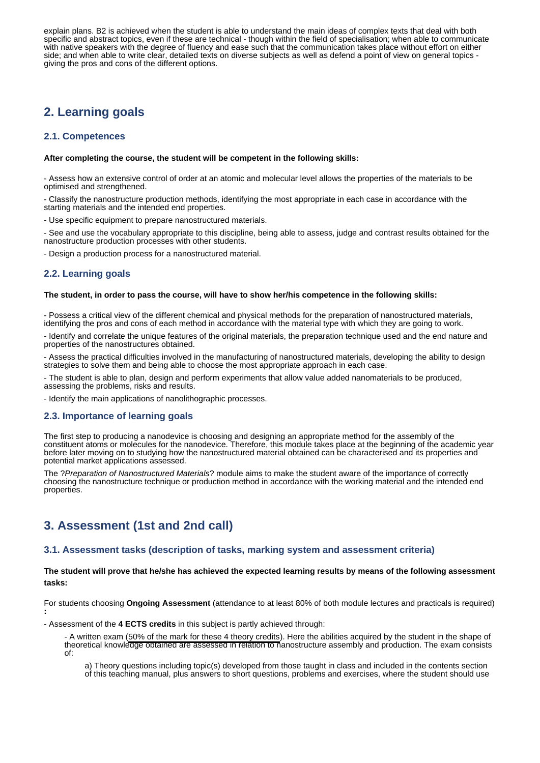explain plans. B2 is achieved when the student is able to understand the main ideas of complex texts that deal with both specific and abstract topics, even if these are technical - though within the field of specialisation; when able to communicate with native speakers with the degree of fluency and ease such that the communication takes place without effort on either side; and when able to write clear, detailed texts on diverse subjects as well as defend a point of view on general topics - giving the pros and cons of the different options.

## 2. Learning goals

### 2.1. Competences

**After completing the course, the student will be competent in the following skills:**

- Assess how an extensive control of order at an atomic and molecular level allows the properties of the materials to be optimised and strengthened.

- Classify the nanostructure production methods, identifying the most appropriate in each case in accordance with the starting materials and the intended end properties.

- Use specific equipment to prepare nanostructured materials.

- See and use the vocabulary appropriate to this discipline, being able to assess, judge and contrast results obtained for the nanostructure production processes with other students.

- Design a production process for a nanostructured material.

### 2.2. Learning goals

**The student, in order to pass the course, will have to show her/his competence in the following skills:**

- Possess a critical view of the different chemical and physical methods for the preparation of nanostructured materials, identifying the pros and cons of each method in accordance with the material type with which they are going to work.

- Identify and correlate the unique features of the original materials, the preparation technique used and the end nature and properties of the nanostructures obtained.

- Assess the practical difficulties involved in the manufacturing of nanostructured materials, developing the ability to design strategies to solve them and being able to choose the most appropriate approach in each case.

- The student is able to plan, design and perform experiments that allow value added nanomaterials to be produced, assessing the problems, risks and results.

- Identify the main applications of nanolithographic processes.

### 2.3. Importance of learning goals

The first step to producing a nanodevice is choosing and designing an appropriate method for the assembly of the constituent atoms or molecules for the nanodevice. Therefore, this module takes place at the beginning of the academic year before later moving on to studying how the nanostructured material obtained can be characterised and its properties and potential market applications assessed.

The ?*Preparation of Nanostructured Materials*? module aims to make the student aware of the importance of correctly choosing the nanostructure technique or production method in accordance with the working material and the intended end properties.

## 3. Assessment (1st and 2nd call)

### 3.1. Assessment tasks (description of tasks, marking system and assessment criteria)

**The student will prove that he/she has achieved the expected learning results by means of the following assessment tasks:**

For students choosing **Ongoing Assessment** (attendance to at least 80% of both module lectures and practicals is required) **:**

- Assessment of the **4 ECTS credits** in this subject is partly achieved through:

  - A written exam (50% of the mark for these 4 theory credits). Here the abilities acquired by the student in the shape of theoretical knowledge obtained are assessed in relation to nanostructure assembly and production. The exam consists of:

    a) Theory questions including topic(s) developed from those taught in class and included in the contents section of this teaching manual, plus answers to short questions, problems and exercises, where the student should use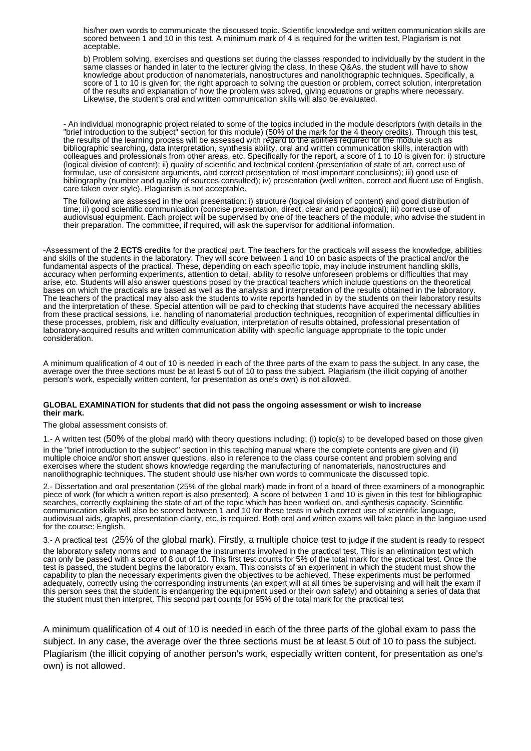his/her own words to communicate the discussed topic. Scientific knowledge and written communication skills are scored between 1 and 10 in this test. A minimum mark of 4 is required for the written test. Plagiarism is not aceptable.

b) Problem solving, exercises and questions set during the classes responded to individually by the student in the same classes or handed in later to the lecturer giving the class. In these Q&As, the student will have to show knowledge about production of nanomaterials, nanostructures and nanolithographic techniques. Specifically, a score of 1 to 10 is given for: the right approach to solving the question or problem, correct solution, interpretation of the results and explanation of how the problem was solved, giving equations or graphs where necessary. Likewise, the student's oral and written communication skills will also be evaluated.

- An individual monographic project related to some of the topics included in the module descriptors (with details in the "brief introduction to the subject" section for this module) (50% of the mark for the 4 theory credits). Through this test, the results of the learning process will be assessed with regard to the abilities required for the module such as bibliographic searching, data interpretation, synthesis ability, oral and written communication skills, interaction with colleagues and professionals from other areas, etc. Specifically for the report, a score of 1 to 10 is given for: i) structure (logical division of content); ii) quality of scientific and technical content (presentation of state of art, correct use of formulae, use of consistent arguments, and correct presentation of most important conclusions); iii) good use of bibliography (number and quality of sources consulted); iv) presentation (well written, correct and fluent use of English, care taken over style). Plagiarism is not acceptable.

The following are assessed in the oral presentation: i) structure (logical division of content) and good distribution of time; ii) good scientific communication (concise presentation, direct, clear and pedagogical); iii) correct use of audiovisual equipment. Each project will be supervised by one of the teachers of the module, who advise the student in their preparation. The committee, if required, will ask the supervisor for additional information.

-Assessment of the **2 ECTS credits** for the practical part. The teachers for the practicals will assess the knowledge, abilities and skills of the students in the laboratory. They will score between 1 and 10 on basic aspects of the practical and/or the fundamental aspects of the practical. These, depending on each specific topic, may include instrument handling skills, accuracy when performing experiments, attention to detail, ability to resolve unforeseen problems or difficulties that may arise, etc. Students will also answer questions posed by the practical teachers which include questions on the theoretical bases on which the practicals are based as well as the analysis and interpretation of the results obtained in the laboratory. The teachers of the practical may also ask the students to write reports handed in by the students on their laboratory results and the interpretation of these. Special attention will be paid to checking that students have acquired the necessary abilities from these practical sessions, i.e. handling of nanomaterial production techniques, recognition of experimental difficulties in these processes, problem, risk and difficulty evaluation, interpretation of results obtained, professional presentation of laboratory-acquired results and written communication ability with specific language appropriate to the topic under consideration.

A minimum qualification of 4 out of 10 is needed in each of the three parts of the exam to pass the subject. In any case, the average over the three sections must be at least 5 out of 10 to pass the subject. Plagiarism (the illicit copying of another person's work, especially written content, for presentation as one's own) is not allowed.

**GLOBAL EXAMINATION for students that did not pass the ongoing assessment or wish to increase their mark.**

The global assessment consists of:

1.- A written test (50% of the global mark) with theory questions including: (i) topic(s) to be developed based on those given in the "brief introduction to the subject" section in this teaching manual where the complete contents are given and (ii) multiple choice and/or short answer questions, also in reference to the class course content and problem solving and exercises where the student shows knowledge regarding the manufacturing of nanomaterials, nanostructures and nanolithographic techniques. The student should use his/her own words to communicate the discussed topic.

2.- Dissertation and oral presentation (25% of the global mark) made in front of a board of three examiners of a monographic piece of work (for which a written report is also presented). A score of between 1 and 10 is given in this test for bibliographic searches, correctly explaining the state of art of the topic which has been worked on, and synthesis capacity. Scientific communication skills will also be scored between 1 and 10 for these tests in which correct use of scientific language, audiovisual aids, graphs, presentation clarity, etc. is required. Both oral and written exams will take place in the languae used for the course: English.

3.- A practical test (25% of the global mark). Firstly, a multiple choice test to judge if the student is ready to respect the laboratory safety norms and to manage the instruments involved in the practical test. This is an elimination test which can only be passed with a score of 8 out of 10. This first test counts for 5% of the total mark for the practical test. Once the test is passed, the student begins the laboratory exam. This consists of an experiment in which the student must show the capability to plan the necessary experiments given the objectives to be achieved. These experiments must be performed adequately, correctly using the corresponding instruments (an expert will at all times be supervising and will halt the exam if this person sees that the student is endangering the equipment used or their own safety) and obtaining a series of data that the student must then interpret. This second part counts for 95% of the total mark for the practical test

A minimum qualification of 4 out of 10 is needed in each of the three parts of the global exam to pass the subject. In any case, the average over the three sections must be at least 5 out of 10 to pass the subject. Plagiarism (the illicit copying of another person's work, especially written content, for presentation as one's own) is not allowed.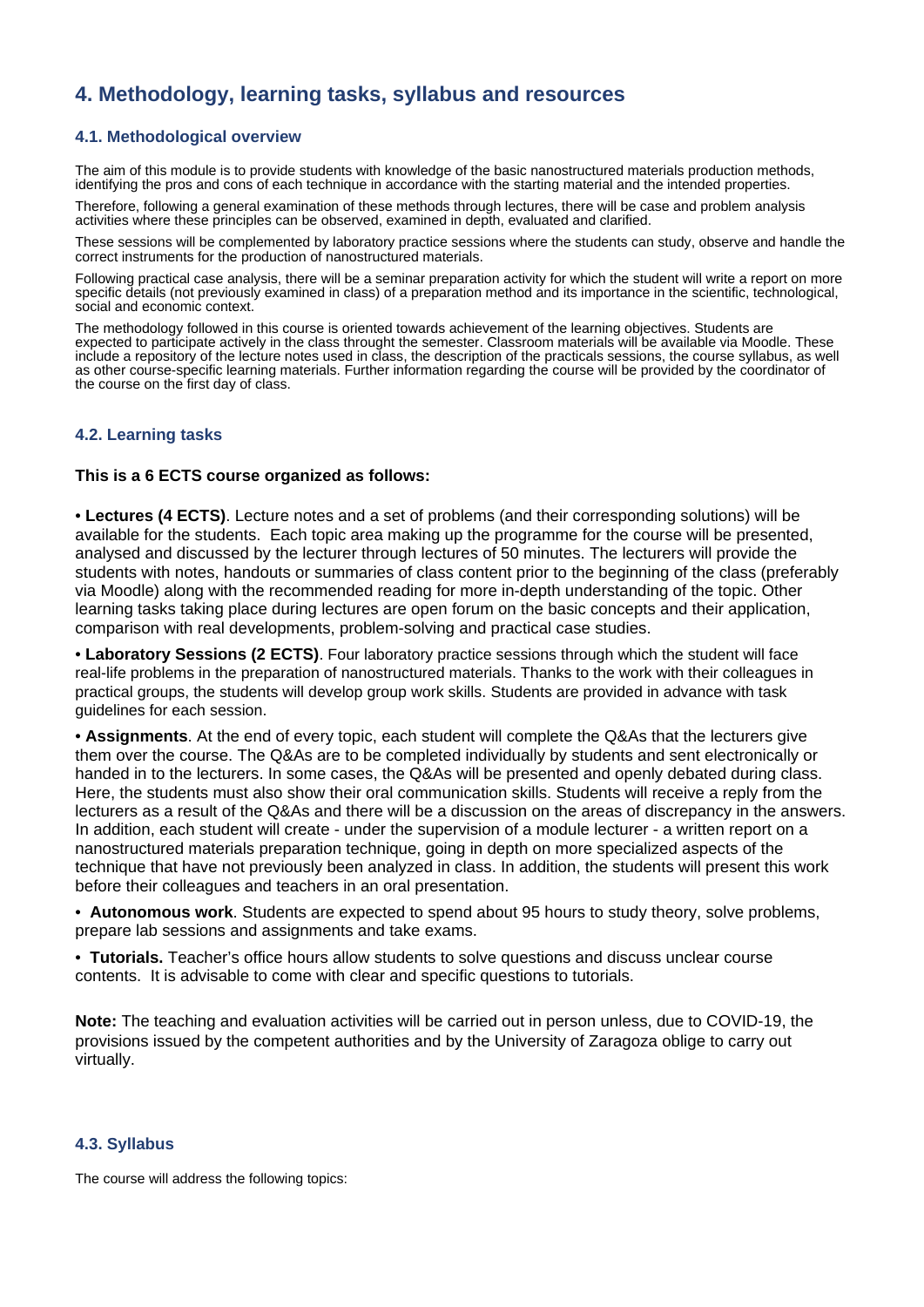# 4. Methodology, learning tasks, syllabus and resources

## 4.1. Methodological overview

The aim of this module is to provide students with knowledge of the basic nanostructured materials production methods, identifying the pros and cons of each technique in accordance with the starting material and the intended properties.

Therefore, following a general examination of these methods through lectures, there will be case and problem analysis activities where these principles can be observed, examined in depth, evaluated and clarified.

These sessions will be complemented by laboratory practice sessions where the students can study, observe and handle the correct instruments for the production of nanostructured materials.

Following practical case analysis, there will be a seminar preparation activity for which the student will write a report on more specific details (not previously examined in class) of a preparation method and its importance in the scientific, technological, social and economic context.

The methodology followed in this course is oriented towards achievement of the learning objectives. Students are expected to participate actively in the class throught the semester. Classroom materials will be available via Moodle. These include a repository of the lecture notes used in class, the description of the practicals sessions, the course syllabus, as well as other course-specific learning materials. Further information regarding the course will be provided by the coordinator of the course on the first day of class.

## 4.2. Learning tasks

**This is a 6 ECTS course organized as follows:**

• **Lectures (4 ECTS)**. Lecture notes and a set of problems (and their corresponding solutions) will be available for the students. Each topic area making up the programme for the course will be presented, analysed and discussed by the lecturer through lectures of 50 minutes. The lecturers will provide the students with notes, handouts or summaries of class content prior to the beginning of the class (preferably via Moodle) along with the recommended reading for more in-depth understanding of the topic. Other learning tasks taking place during lectures are open forum on the basic concepts and their application, comparison with real developments, problem-solving and practical case studies.

• **Laboratory Sessions (2 ECTS)**. Four laboratory practice sessions through which the student will face real-life problems in the preparation of nanostructured materials. Thanks to the work with their colleagues in practical groups, the students will develop group work skills. Students are provided in advance with task guidelines for each session.

• **Assignments**. At the end of every topic, each student will complete the Q&As that the lecturers give them over the course. The Q&As are to be completed individually by students and sent electronically or handed in to the lecturers. In some cases, the Q&As will be presented and openly debated during class. Here, the students must also show their oral communication skills. Students will receive a reply from the lecturers as a result of the Q&As and there will be a discussion on the areas of discrepancy in the answers. In addition, each student will create - under the supervision of a module lecturer - a written report on a nanostructured materials preparation technique, going in depth on more specialized aspects of the technique that have not previously been analyzed in class. In addition, the students will present this work before their colleagues and teachers in an oral presentation.

• **Autonomous work**. Students are expected to spend about 95 hours to study theory, solve problems, prepare lab sessions and assignments and take exams.

• **Tutorials.** Teacher's office hours allow students to solve questions and discuss unclear course contents. It is advisable to come with clear and specific questions to tutorials.

**Note:** The teaching and evaluation activities will be carried out in person unless, due to COVID-19, the provisions issued by the competent authorities and by the University of Zaragoza oblige to carry out virtually.

## 4.3. Syllabus

The course will address the following topics: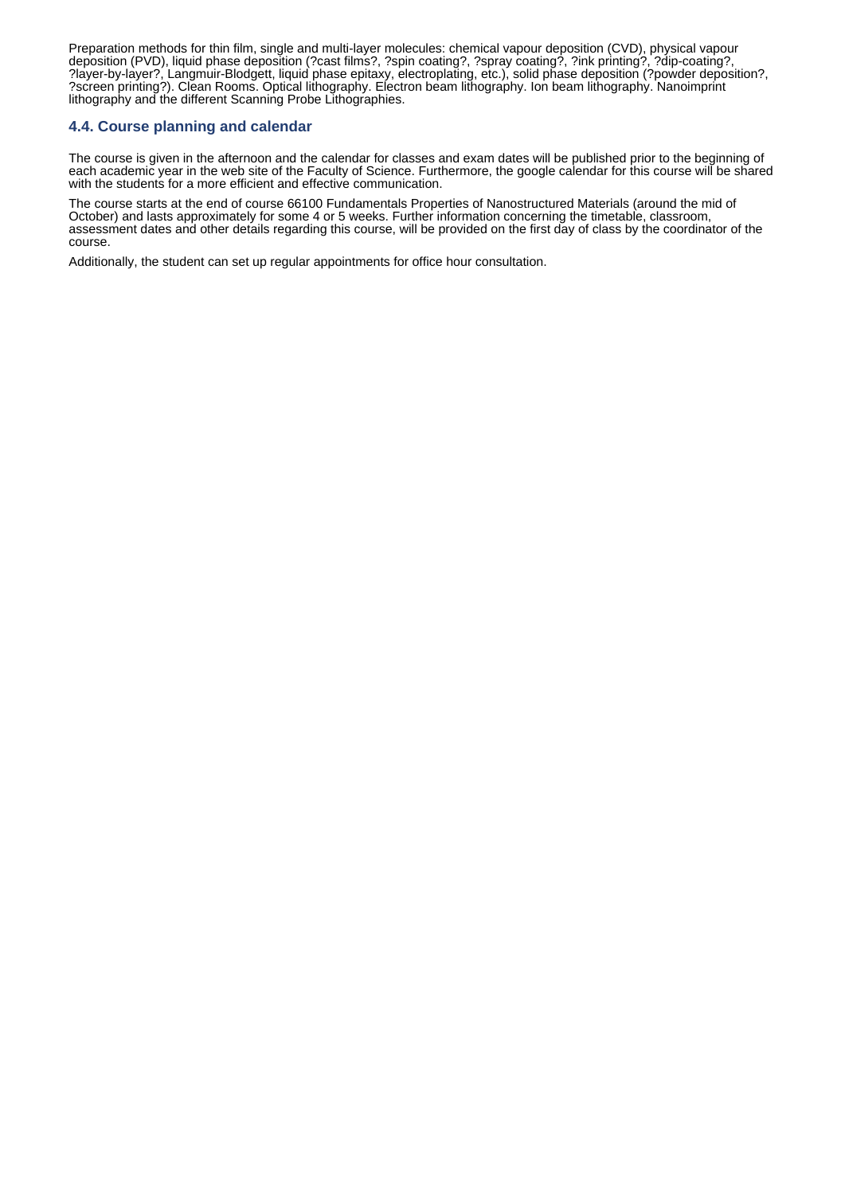Preparation methods for thin film, single and multi-layer molecules: chemical vapour deposition (CVD), physical vapour deposition (PVD), liquid phase deposition (?cast films?, ?spin coating?, ?spray coating?, ?ink printing?, ?dip-coating?, ?layer-by-layer?, Langmuir-Blodgett, liquid phase epitaxy, electroplating, etc.), solid phase deposition (?powder deposition?, ?screen printing?). Clean Rooms. Optical lithography. Electron beam lithography. Ion beam lithography. Nanoimprint lithography and the different Scanning Probe Lithographies.

### 4.4. Course planning and calendar

The course is given in the afternoon and the calendar for classes and exam dates will be published prior to the beginning of each academic year in the web site of the Faculty of Science. Furthermore, the google calendar for this course will be shared with the students for a more efficient and effective communication.

The course starts at the end of course 66100 Fundamentals Properties of Nanostructured Materials (around the mid of October) and lasts approximately for some 4 or 5 weeks. Further information concerning the timetable, classroom, assessment dates and other details regarding this course, will be provided on the first day of class by the coordinator of the course.

Additionally, the student can set up regular appointments for office hour consultation.